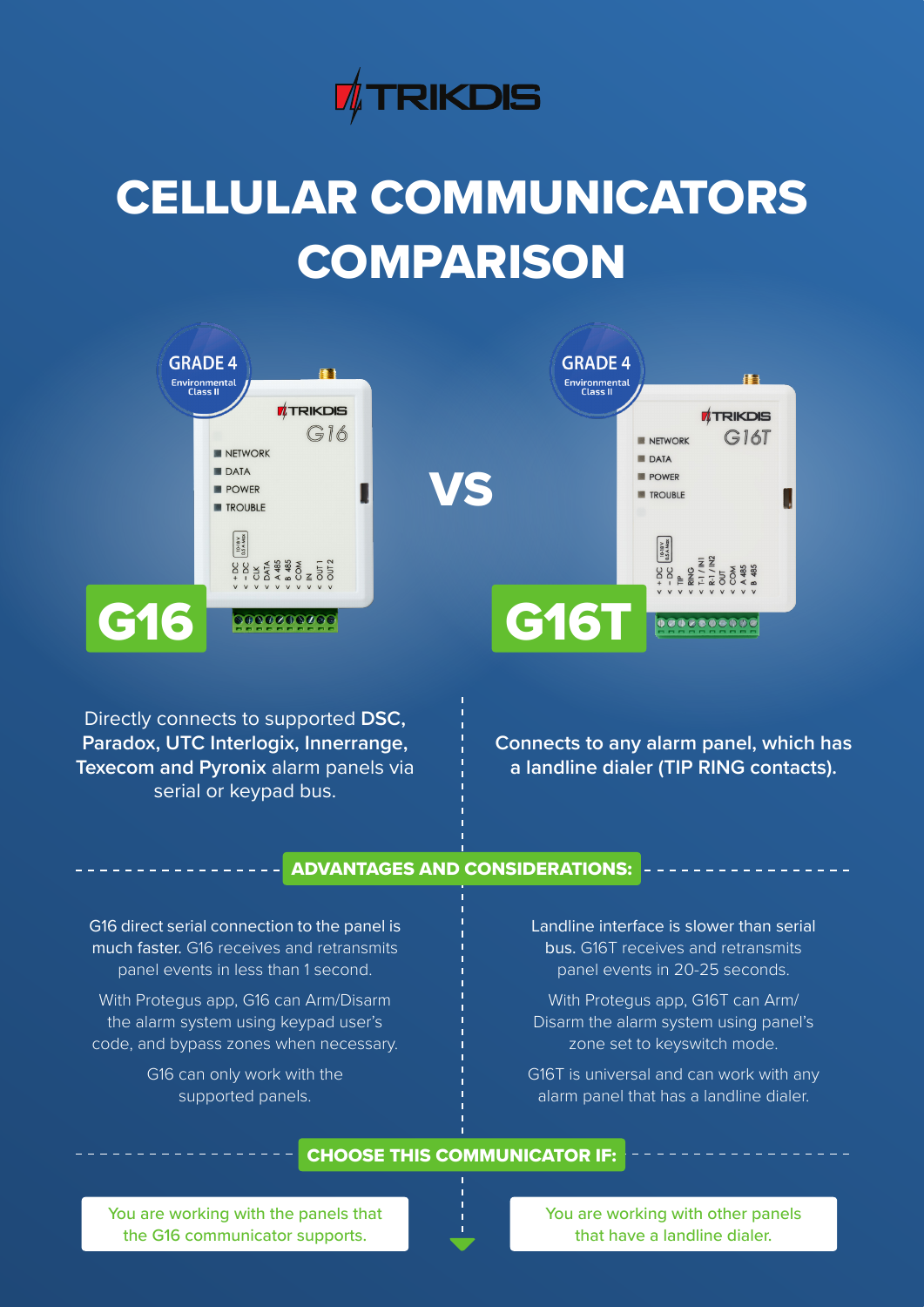TRIKDIS

# CELLULAR COMMUNICATORS COMPARISON

GRADE 4 Environmental Class II

## G16

VS

GRADE 4 Environmental Class II

## G16T

| G16 | G16T |
|---|---|
| Directly connects to supported **DSC, Paradox, UTC Interlogix, Innerrange, Texecom and Pyronix** alarm panels via serial or keypad bus. | **Connects to any alarm panel, which has a landline dialer (TIP RING contacts).** |

## ADVANTAGES AND CONSIDERATIONS:

| G16 | G16T |
|---|---|
| G16 direct serial connection to the panel is much faster. G16 receives and retransmits panel events in less than 1 second. | Landline interface is slower than serial bus. G16T receives and retransmits panel events in 20-25 seconds. |
| With Protegus app, G16 can Arm/Disarm the alarm system using keypad user's code, and bypass zones when necessary. | With Protegus app, G16T can Arm/Disarm the alarm system using panel's zone set to keyswitch mode. |
| G16 can only work with the supported panels. | G16T is universal and can work with any alarm panel that has a landline dialer. |

## CHOOSE THIS COMMUNICATOR IF:

| G16 | G16T |
|---|---|
| You are working with the panels that the G16 communicator supports. | You are working with other panels that have a landline dialer. |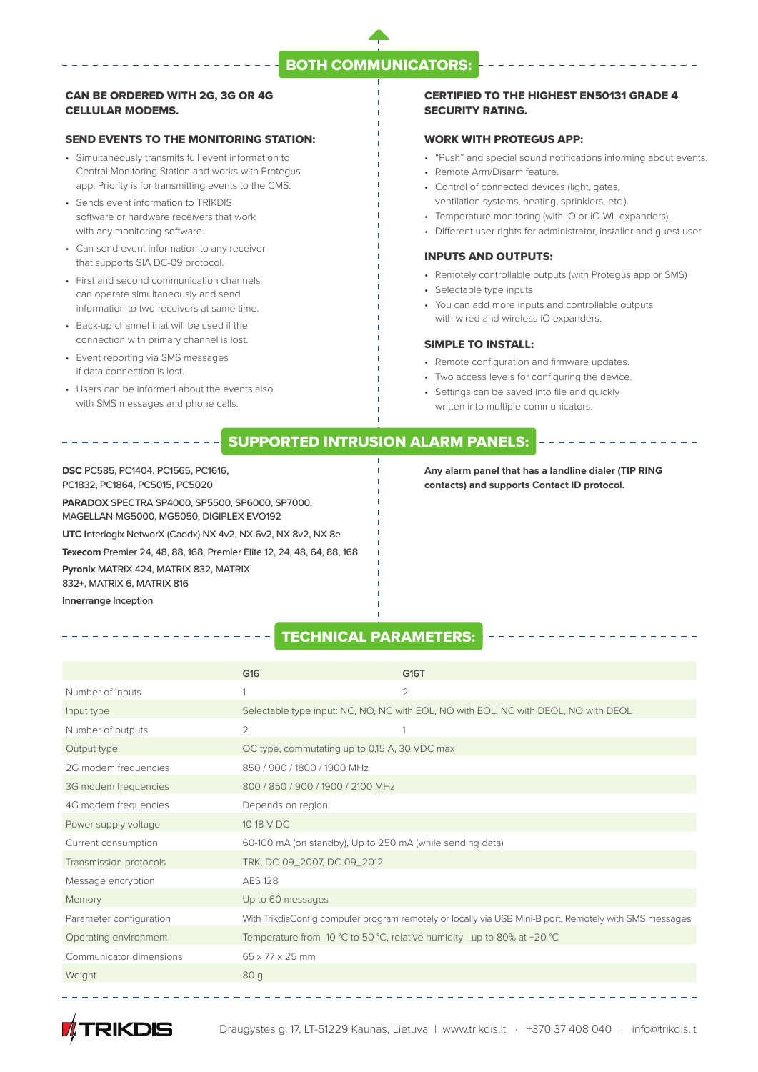## BOTH COMMUNICATORS:

**CAN BE ORDERED WITH 2G, 3G OR 4G CELLULAR MODEMS.**

### SEND EVENTS TO THE MONITORING STATION:

- Simultaneously transmits full event information to Central Monitoring Station and works with Protegus app. Priority is for transmitting events to the CMS.
- Sends event information to TRIKDIS software or hardware receivers that work with any monitoring software.
- Can send event information to any receiver that supports SIA DC-09 protocol.
- First and second communication channels can operate simultaneously and send information to two receivers at same time.
- Back-up channel that will be used if the connection with primary channel is lost.
- Event reporting via SMS messages if data connection is lost.
- Users can be informed about the events also with SMS messages and phone calls.

**CERTIFIED TO THE HIGHEST EN50131 GRADE 4 SECURITY RATING.**

### WORK WITH PROTEGUS APP:

- "Push" and special sound notifications informing about events.
- Remote Arm/Disarm feature.
- Control of connected devices (light, gates, ventilation systems, heating, sprinklers, etc.).
- Temperature monitoring (with iO or iO-WL expanders).
- Different user rights for administrator, installer and guest user.

### INPUTS AND OUTPUTS:

- Remotely controllable outputs (with Protegus app or SMS)
- Selectable type inputs
- You can add more inputs and controllable outputs with wired and wireless iO expanders.

### SIMPLE TO INSTALL:

- Remote configuration and firmware updates.
- Two access levels for configuring the device.
- Settings can be saved into file and quickly written into multiple communicators.

## SUPPORTED INTRUSION ALARM PANELS:

**DSC** PC585, PC1404, PC1565, PC1616, PC1832, PC1864, PC5015, PC5020

**PARADOX** SPECTRA SP4000, SP5500, SP6000, SP7000, MAGELLAN MG5000, MG5050, DIGIPLEX EVO192

**UTC** Interlogix NetworX (Caddx) NX-4v2, NX-6v2, NX-8v2, NX-8e

**Texecom** Premier 24, 48, 88, 168, Premier Elite 12, 24, 48, 64, 88, 168

**Pyronix** MATRIX 424, MATRIX 832, MATRIX 832+, MATRIX 6, MATRIX 816

**Innerrange** Inception

**Any alarm panel that has a landline dialer (TIP RING contacts) and supports Contact ID protocol.**

## TECHNICAL PARAMETERS:

| | G16 | G16T |
|---|---|---|
| Number of inputs | 1 | 2 |
| Input type | Selectable type input: NC, NO, NC with EOL, NO with EOL, NC with DEOL, NO with DEOL | |
| Number of outputs | 2 | 1 |
| Output type | OC type, commutating up to 0,15 A, 30 VDC max | |
| 2G modem frequencies | 850 / 900 / 1800 / 1900 MHz | |
| 3G modem frequencies | 800 / 850 / 900 / 1900 / 2100 MHz | |
| 4G modem frequencies | Depends on region | |
| Power supply voltage | 10-18 V DC | |
| Current consumption | 60-100 mA (on standby), Up to 250 mA (while sending data) | |
| Transmission protocols | TRK, DC-09_2007, DC-09_2012 | |
| Message encryption | AES 128 | |
| Memory | Up to 60 messages | |
| Parameter configuration | With TrikdisConfig computer program remotely or locally via USB Mini-B port, Remotely with SMS messages | |
| Operating environment | Temperature from -10 °C to 50 °C, relative humidity - up to 80% at +20 °C | |
| Communicator dimensions | 65 x 77 x 25 mm | |
| Weight | 80 g | |

TRIKDIS

Draugystės g. 17, LT-51229 Kaunas, Lietuva | www.trikdis.lt · +370 37 408 040 · info@trikdis.lt